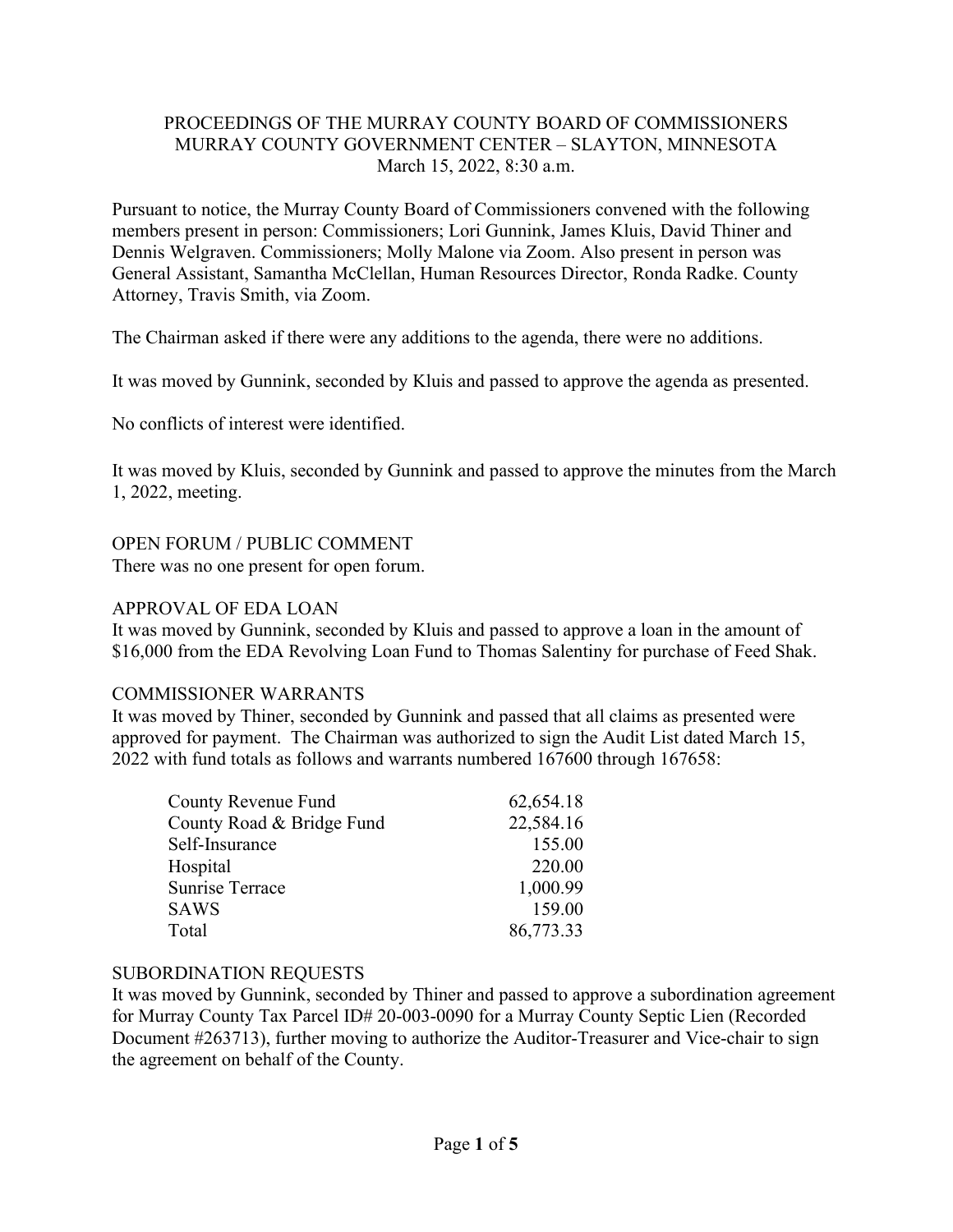PROCEEDINGS OF THE MURRAY COUNTY BOARD OF COMMISSIONERS
MURRAY COUNTY GOVERNMENT CENTER – SLAYTON, MINNESOTA
March 15, 2022, 8:30 a.m.

Pursuant to notice, the Murray County Board of Commissioners convened with the following members present in person: Commissioners; Lori Gunnink, James Kluis, David Thiner and Dennis Welgraven. Commissioners; Molly Malone via Zoom. Also present in person was General Assistant, Samantha McClellan, Human Resources Director, Ronda Radke. County Attorney, Travis Smith, via Zoom.

The Chairman asked if there were any additions to the agenda, there were no additions.

It was moved by Gunnink, seconded by Kluis and passed to approve the agenda as presented.

No conflicts of interest were identified.

It was moved by Kluis, seconded by Gunnink and passed to approve the minutes from the March 1, 2022, meeting.

OPEN FORUM / PUBLIC COMMENT
There was no one present for open forum.

APPROVAL OF EDA LOAN
It was moved by Gunnink, seconded by Kluis and passed to approve a loan in the amount of $16,000 from the EDA Revolving Loan Fund to Thomas Salentiny for purchase of Feed Shak.

COMMISSIONER WARRANTS
It was moved by Thiner, seconded by Gunnink and passed that all claims as presented were approved for payment. The Chairman was authorized to sign the Audit List dated March 15, 2022 with fund totals as follows and warrants numbered 167600 through 167658:

| | |
|---|---|
| County Revenue Fund | 62,654.18 |
| County Road & Bridge Fund | 22,584.16 |
| Self-Insurance | 155.00 |
| Hospital | 220.00 |
| Sunrise Terrace | 1,000.99 |
| SAWS | 159.00 |
| Total | 86,773.33 |

SUBORDINATION REQUESTS
It was moved by Gunnink, seconded by Thiner and passed to approve a subordination agreement for Murray County Tax Parcel ID# 20-003-0090 for a Murray County Septic Lien (Recorded Document #263713), further moving to authorize the Auditor-Treasurer and Vice-chair to sign the agreement on behalf of the County.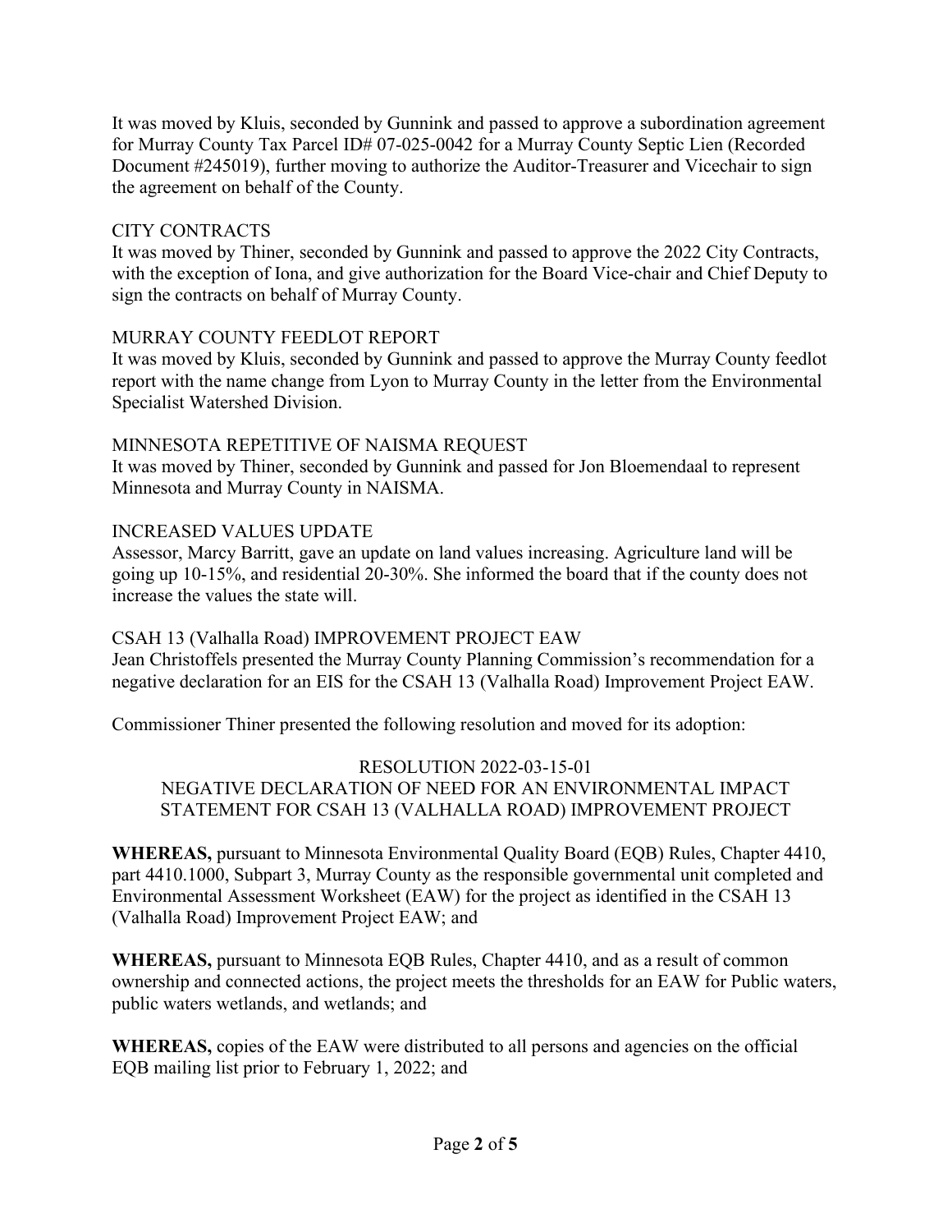It was moved by Kluis, seconded by Gunnink and passed to approve a subordination agreement for Murray County Tax Parcel ID# 07-025-0042 for a Murray County Septic Lien (Recorded Document #245019), further moving to authorize the Auditor-Treasurer and Vicechair to sign the agreement on behalf of the County.

CITY CONTRACTS

It was moved by Thiner, seconded by Gunnink and passed to approve the 2022 City Contracts, with the exception of Iona, and give authorization for the Board Vice-chair and Chief Deputy to sign the contracts on behalf of Murray County.

MURRAY COUNTY FEEDLOT REPORT

It was moved by Kluis, seconded by Gunnink and passed to approve the Murray County feedlot report with the name change from Lyon to Murray County in the letter from the Environmental Specialist Watershed Division.

MINNESOTA REPETITIVE OF NAISMA REQUEST

It was moved by Thiner, seconded by Gunnink and passed for Jon Bloemendaal to represent Minnesota and Murray County in NAISMA.

INCREASED VALUES UPDATE

Assessor, Marcy Barritt, gave an update on land values increasing. Agriculture land will be going up 10-15%, and residential 20-30%. She informed the board that if the county does not increase the values the state will.

CSAH 13 (Valhalla Road) IMPROVEMENT PROJECT EAW

Jean Christoffels presented the Murray County Planning Commission's recommendation for a negative declaration for an EIS for the CSAH 13 (Valhalla Road) Improvement Project EAW.

Commissioner Thiner presented the following resolution and moved for its adoption:

RESOLUTION 2022-03-15-01
NEGATIVE DECLARATION OF NEED FOR AN ENVIRONMENTAL IMPACT STATEMENT FOR CSAH 13 (VALHALLA ROAD) IMPROVEMENT PROJECT

**WHEREAS,** pursuant to Minnesota Environmental Quality Board (EQB) Rules, Chapter 4410, part 4410.1000, Subpart 3, Murray County as the responsible governmental unit completed and Environmental Assessment Worksheet (EAW) for the project as identified in the CSAH 13 (Valhalla Road) Improvement Project EAW; and

**WHEREAS,** pursuant to Minnesota EQB Rules, Chapter 4410, and as a result of common ownership and connected actions, the project meets the thresholds for an EAW for Public waters, public waters wetlands, and wetlands; and

**WHEREAS,** copies of the EAW were distributed to all persons and agencies on the official EQB mailing list prior to February 1, 2022; and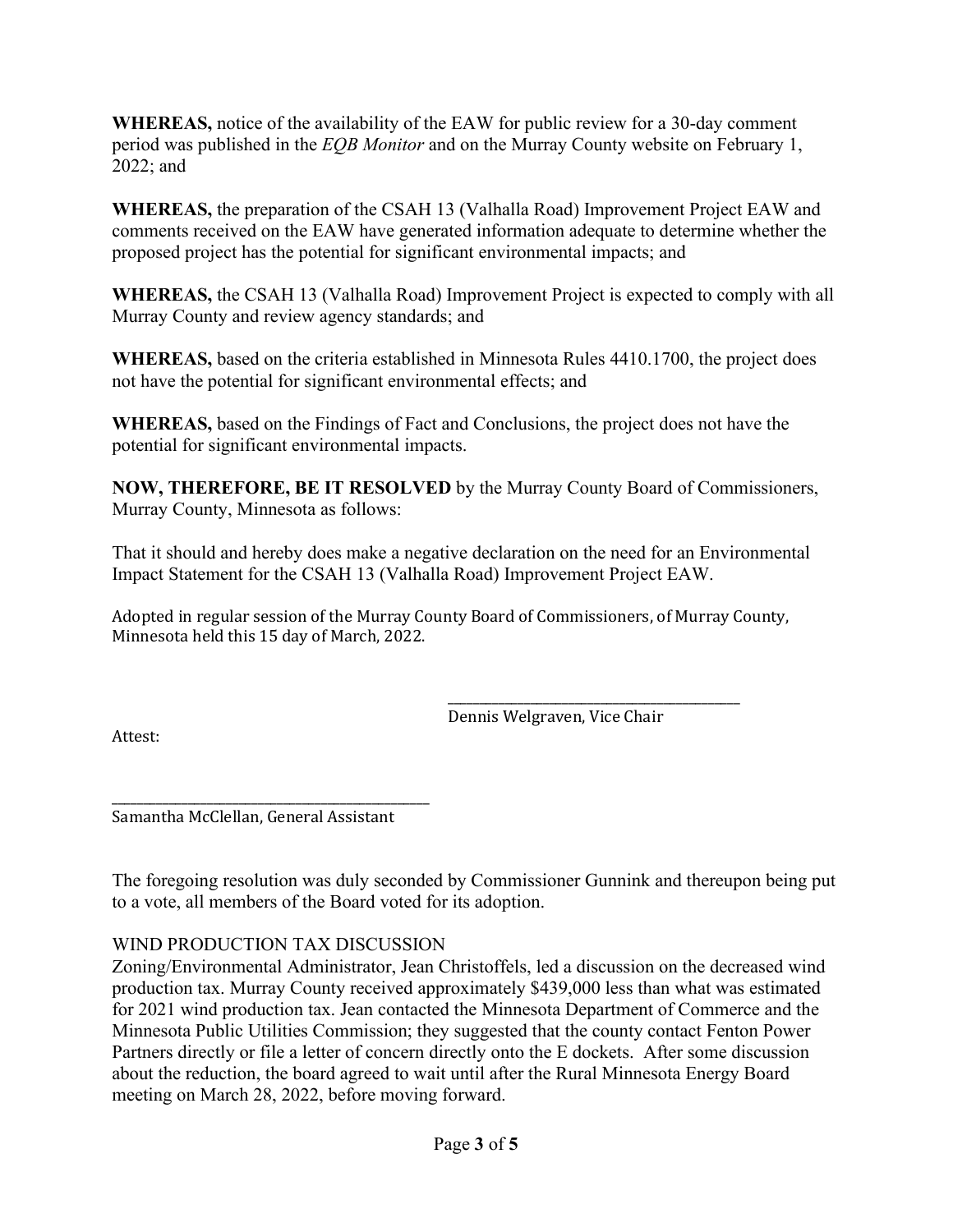**WHEREAS,** notice of the availability of the EAW for public review for a 30-day comment period was published in the *EQB Monitor* and on the Murray County website on February 1, 2022; and

**WHEREAS,** the preparation of the CSAH 13 (Valhalla Road) Improvement Project EAW and comments received on the EAW have generated information adequate to determine whether the proposed project has the potential for significant environmental impacts; and

**WHEREAS,** the CSAH 13 (Valhalla Road) Improvement Project is expected to comply with all Murray County and review agency standards; and

**WHEREAS,** based on the criteria established in Minnesota Rules 4410.1700, the project does not have the potential for significant environmental effects; and

**WHEREAS,** based on the Findings of Fact and Conclusions, the project does not have the potential for significant environmental impacts.

**NOW, THEREFORE, BE IT RESOLVED** by the Murray County Board of Commissioners, Murray County, Minnesota as follows:

That it should and hereby does make a negative declaration on the need for an Environmental Impact Statement for the CSAH 13 (Valhalla Road) Improvement Project EAW.

Adopted in regular session of the Murray County Board of Commissioners, of Murray County, Minnesota held this 15 day of March, 2022.

\_\_\_\_\_\_\_\_\_\_\_\_\_\_\_\_\_\_\_\_\_\_\_\_\_\_\_\_\_\_\_\_\_\_\_\_\_\_\_\_

Dennis Welgraven, Vice Chair

Attest:

\_\_\_\_\_\_\_\_\_\_\_\_\_\_\_\_\_\_\_\_\_\_\_\_\_\_\_\_\_\_\_\_\_\_\_\_\_\_\_\_

Samantha McClellan, General Assistant

The foregoing resolution was duly seconded by Commissioner Gunnink and thereupon being put to a vote, all members of the Board voted for its adoption.

WIND PRODUCTION TAX DISCUSSION

Zoning/Environmental Administrator, Jean Christoffels, led a discussion on the decreased wind production tax. Murray County received approximately $439,000 less than what was estimated for 2021 wind production tax. Jean contacted the Minnesota Department of Commerce and the Minnesota Public Utilities Commission; they suggested that the county contact Fenton Power Partners directly or file a letter of concern directly onto the E dockets. After some discussion about the reduction, the board agreed to wait until after the Rural Minnesota Energy Board meeting on March 28, 2022, before moving forward.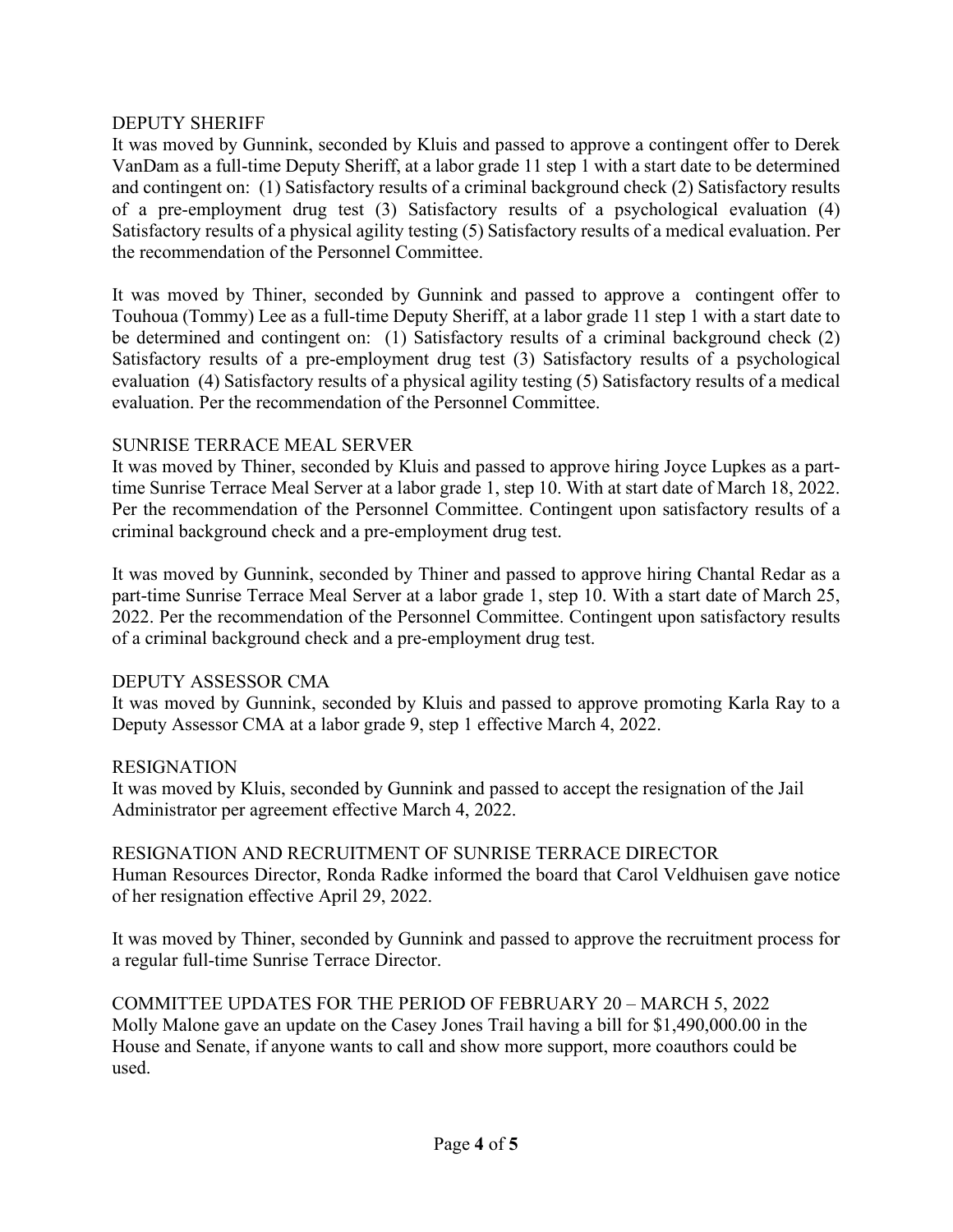DEPUTY SHERIFF

It was moved by Gunnink, seconded by Kluis and passed to approve a contingent offer to Derek VanDam as a full-time Deputy Sheriff, at a labor grade 11 step 1 with a start date to be determined and contingent on: (1) Satisfactory results of a criminal background check (2) Satisfactory results of a pre-employment drug test (3) Satisfactory results of a psychological evaluation (4) Satisfactory results of a physical agility testing (5) Satisfactory results of a medical evaluation. Per the recommendation of the Personnel Committee.

It was moved by Thiner, seconded by Gunnink and passed to approve a contingent offer to Touhoua (Tommy) Lee as a full-time Deputy Sheriff, at a labor grade 11 step 1 with a start date to be determined and contingent on: (1) Satisfactory results of a criminal background check (2) Satisfactory results of a pre-employment drug test (3) Satisfactory results of a psychological evaluation (4) Satisfactory results of a physical agility testing (5) Satisfactory results of a medical evaluation. Per the recommendation of the Personnel Committee.

SUNRISE TERRACE MEAL SERVER

It was moved by Thiner, seconded by Kluis and passed to approve hiring Joyce Lupkes as a part-time Sunrise Terrace Meal Server at a labor grade 1, step 10. With at start date of March 18, 2022. Per the recommendation of the Personnel Committee. Contingent upon satisfactory results of a criminal background check and a pre-employment drug test.

It was moved by Gunnink, seconded by Thiner and passed to approve hiring Chantal Redar as a part-time Sunrise Terrace Meal Server at a labor grade 1, step 10. With a start date of March 25, 2022. Per the recommendation of the Personnel Committee. Contingent upon satisfactory results of a criminal background check and a pre-employment drug test.

DEPUTY ASSESSOR CMA

It was moved by Gunnink, seconded by Kluis and passed to approve promoting Karla Ray to a Deputy Assessor CMA at a labor grade 9, step 1 effective March 4, 2022.

RESIGNATION

It was moved by Kluis, seconded by Gunnink and passed to accept the resignation of the Jail Administrator per agreement effective March 4, 2022.

RESIGNATION AND RECRUITMENT OF SUNRISE TERRACE DIRECTOR

Human Resources Director, Ronda Radke informed the board that Carol Veldhuisen gave notice of her resignation effective April 29, 2022.

It was moved by Thiner, seconded by Gunnink and passed to approve the recruitment process for a regular full-time Sunrise Terrace Director.

COMMITTEE UPDATES FOR THE PERIOD OF FEBRUARY 20 – MARCH 5, 2022

Molly Malone gave an update on the Casey Jones Trail having a bill for $1,490,000.00 in the House and Senate, if anyone wants to call and show more support, more coauthors could be used.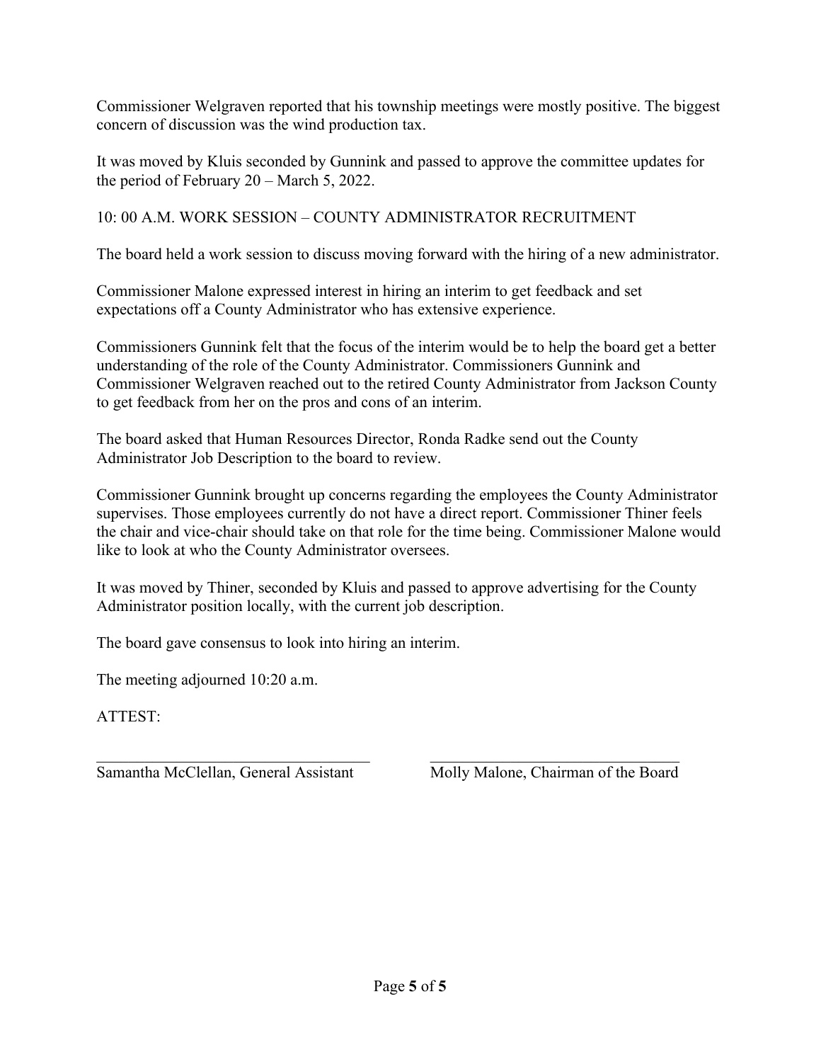Commissioner Welgraven reported that his township meetings were mostly positive. The biggest concern of discussion was the wind production tax.

It was moved by Kluis seconded by Gunnink and passed to approve the committee updates for the period of February 20 – March 5, 2022.

10: 00 A.M. WORK SESSION – COUNTY ADMINISTRATOR RECRUITMENT

The board held a work session to discuss moving forward with the hiring of a new administrator.

Commissioner Malone expressed interest in hiring an interim to get feedback and set expectations off a County Administrator who has extensive experience.

Commissioners Gunnink felt that the focus of the interim would be to help the board get a better understanding of the role of the County Administrator. Commissioners Gunnink and Commissioner Welgraven reached out to the retired County Administrator from Jackson County to get feedback from her on the pros and cons of an interim.

The board asked that Human Resources Director, Ronda Radke send out the County Administrator Job Description to the board to review.

Commissioner Gunnink brought up concerns regarding the employees the County Administrator supervises. Those employees currently do not have a direct report. Commissioner Thiner feels the chair and vice-chair should take on that role for the time being. Commissioner Malone would like to look at who the County Administrator oversees.

It was moved by Thiner, seconded by Kluis and passed to approve advertising for the County Administrator position locally, with the current job description.

The board gave consensus to look into hiring an interim.

The meeting adjourned 10:20 a.m.

ATTEST:

\_\_\_\_\_\_\_\_\_\_\_\_\_\_\_\_\_\_\_\_\_\_\_\_\_\_\_\_\_\_\_\_\_\_\_
Samantha McClellan, General Assistant

\_\_\_\_\_\_\_\_\_\_\_\_\_\_\_\_\_\_\_\_\_\_\_\_\_\_\_\_\_\_\_\_\_\_\_
Molly Malone, Chairman of the Board